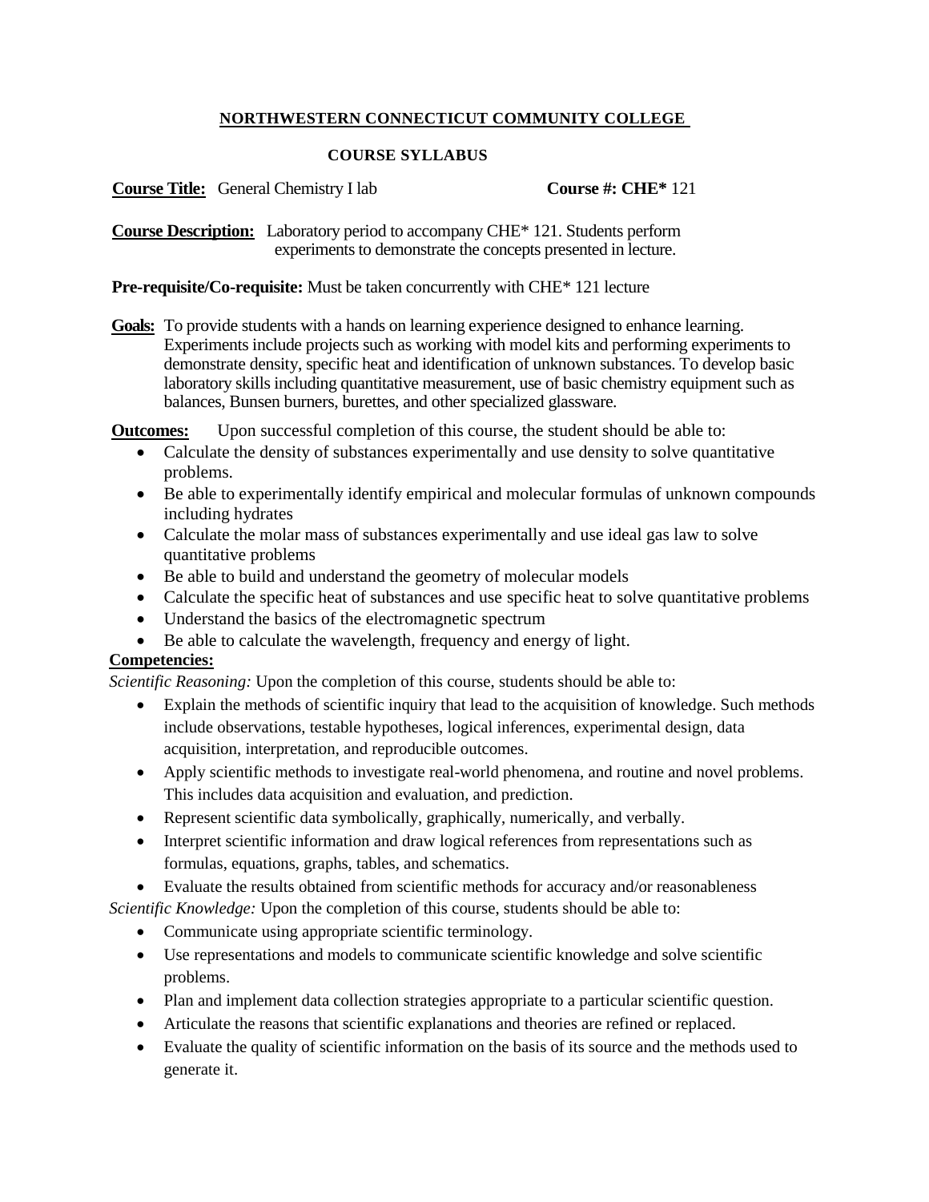**NORTHWESTERN CONNECTICUT COMMUNITY COLLEGE**

**COURSE SYLLABUS**

**Course Title:** General Chemistry I lab **Course #: CHE*** 121

**Course Description:** Laboratory period to accompany CHE* 121. Students perform experiments to demonstrate the concepts presented in lecture.

**Pre-requisite/Co-requisite:** Must be taken concurrently with CHE* 121 lecture

**Goals:** To provide students with a hands on learning experience designed to enhance learning. Experiments include projects such as working with model kits and performing experiments to demonstrate density, specific heat and identification of unknown substances. To develop basic laboratory skills including quantitative measurement, use of basic chemistry equipment such as balances, Bunsen burners, burettes, and other specialized glassware.

**Outcomes:** Upon successful completion of this course, the student should be able to:

- Calculate the density of substances experimentally and use density to solve quantitative problems.
- Be able to experimentally identify empirical and molecular formulas of unknown compounds including hydrates
- Calculate the molar mass of substances experimentally and use ideal gas law to solve quantitative problems
- Be able to build and understand the geometry of molecular models
- Calculate the specific heat of substances and use specific heat to solve quantitative problems
- Understand the basics of the electromagnetic spectrum
- Be able to calculate the wavelength, frequency and energy of light.

**Competencies:**

*Scientific Reasoning:* Upon the completion of this course, students should be able to:

- Explain the methods of scientific inquiry that lead to the acquisition of knowledge. Such methods include observations, testable hypotheses, logical inferences, experimental design, data acquisition, interpretation, and reproducible outcomes.
- Apply scientific methods to investigate real-world phenomena, and routine and novel problems. This includes data acquisition and evaluation, and prediction.
- Represent scientific data symbolically, graphically, numerically, and verbally.
- Interpret scientific information and draw logical references from representations such as formulas, equations, graphs, tables, and schematics.
- Evaluate the results obtained from scientific methods for accuracy and/or reasonableness

*Scientific Knowledge:* Upon the completion of this course, students should be able to:

- Communicate using appropriate scientific terminology.
- Use representations and models to communicate scientific knowledge and solve scientific problems.
- Plan and implement data collection strategies appropriate to a particular scientific question.
- Articulate the reasons that scientific explanations and theories are refined or replaced.
- Evaluate the quality of scientific information on the basis of its source and the methods used to generate it.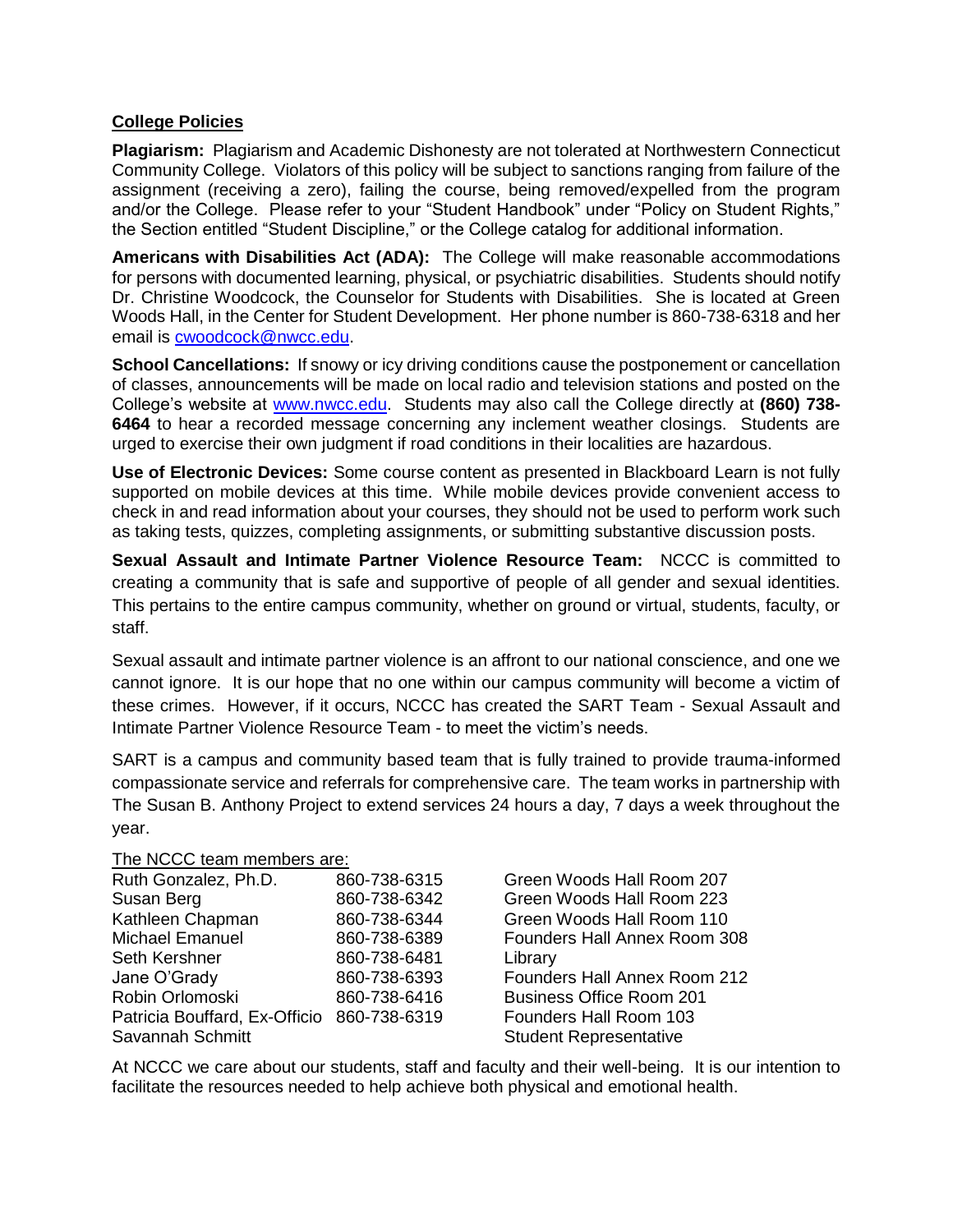## College Policies

**Plagiarism:** Plagiarism and Academic Dishonesty are not tolerated at Northwestern Connecticut Community College. Violators of this policy will be subject to sanctions ranging from failure of the assignment (receiving a zero), failing the course, being removed/expelled from the program and/or the College. Please refer to your "Student Handbook" under "Policy on Student Rights," the Section entitled "Student Discipline," or the College catalog for additional information.

**Americans with Disabilities Act (ADA):** The College will make reasonable accommodations for persons with documented learning, physical, or psychiatric disabilities. Students should notify Dr. Christine Woodcock, the Counselor for Students with Disabilities. She is located at Green Woods Hall, in the Center for Student Development. Her phone number is 860-738-6318 and her email is [cwoodcock@nwcc.edu](mailto:cwoodcock@nwcc.edu).

**School Cancellations:** If snowy or icy driving conditions cause the postponement or cancellation of classes, announcements will be made on local radio and television stations and posted on the College's website at [www.nwcc.edu](http://www.nwcc.edu). Students may also call the College directly at **(860) 738-6464** to hear a recorded message concerning any inclement weather closings. Students are urged to exercise their own judgment if road conditions in their localities are hazardous.

**Use of Electronic Devices:** Some course content as presented in Blackboard Learn is not fully supported on mobile devices at this time. While mobile devices provide convenient access to check in and read information about your courses, they should not be used to perform work such as taking tests, quizzes, completing assignments, or submitting substantive discussion posts.

**Sexual Assault and Intimate Partner Violence Resource Team:** NCCC is committed to creating a community that is safe and supportive of people of all gender and sexual identities. This pertains to the entire campus community, whether on ground or virtual, students, faculty, or staff.

Sexual assault and intimate partner violence is an affront to our national conscience, and one we cannot ignore. It is our hope that no one within our campus community will become a victim of these crimes. However, if it occurs, NCCC has created the SART Team - Sexual Assault and Intimate Partner Violence Resource Team - to meet the victim's needs.

SART is a campus and community based team that is fully trained to provide trauma-informed compassionate service and referrals for comprehensive care. The team works in partnership with The Susan B. Anthony Project to extend services 24 hours a day, 7 days a week throughout the year.

The NCCC team members are:

| | | |
|---|---|---|
| Ruth Gonzalez, Ph.D. | 860-738-6315 | Green Woods Hall Room 207 |
| Susan Berg | 860-738-6342 | Green Woods Hall Room 223 |
| Kathleen Chapman | 860-738-6344 | Green Woods Hall Room 110 |
| Michael Emanuel | 860-738-6389 | Founders Hall Annex Room 308 |
| Seth Kershner | 860-738-6481 | Library |
| Jane O'Grady | 860-738-6393 | Founders Hall Annex Room 212 |
| Robin Orlomoski | 860-738-6416 | Business Office Room 201 |
| Patricia Bouffard, Ex-Officio | 860-738-6319 | Founders Hall Room 103 |
| Savannah Schmitt | | Student Representative |

At NCCC we care about our students, staff and faculty and their well-being. It is our intention to facilitate the resources needed to help achieve both physical and emotional health.